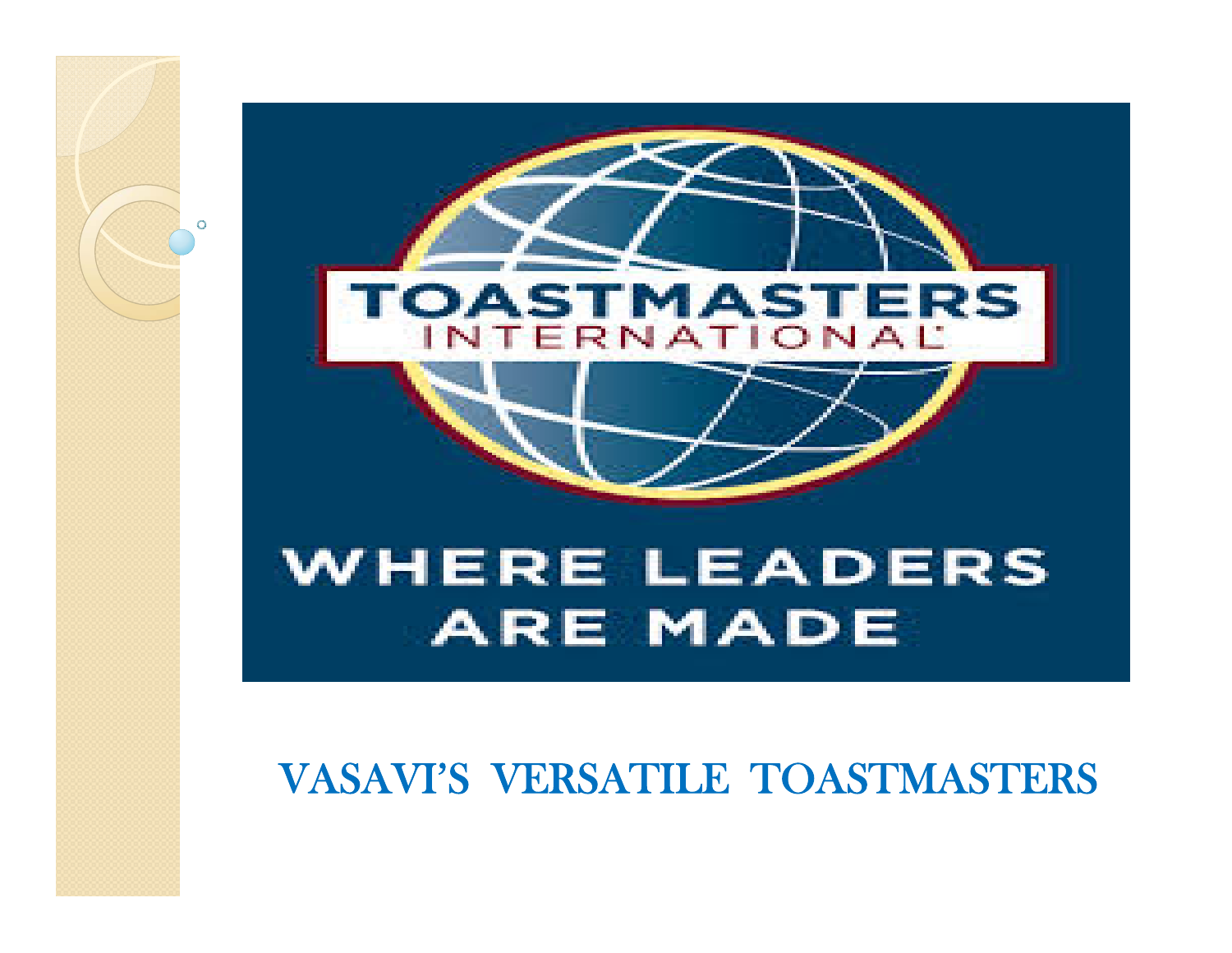TOASTMASTERS INTERNATIONAL

WHERE LEADERS ARE MADE

# VASAVI'S VERSATILE TOASTMASTERS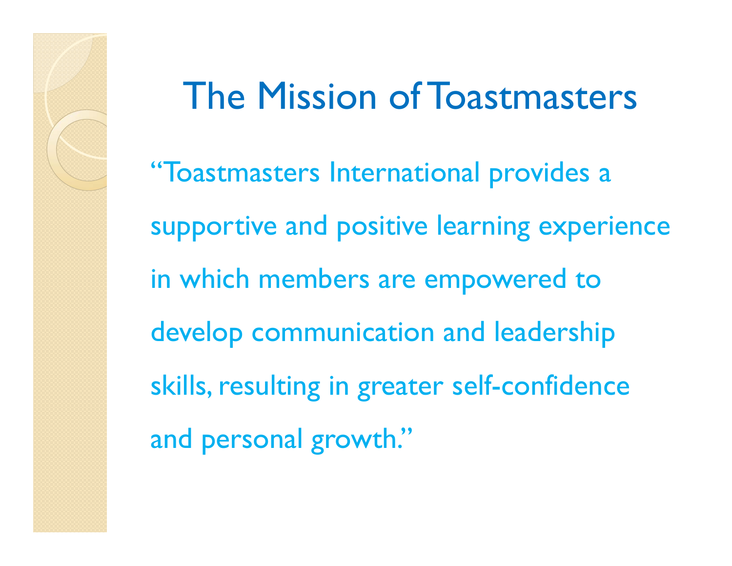# The Mission of Toastmasters

"Toastmasters International provides a supportive and positive learning experience in which members are empowered to develop communication and leadership skills, resulting in greater self-confidence and personal growth."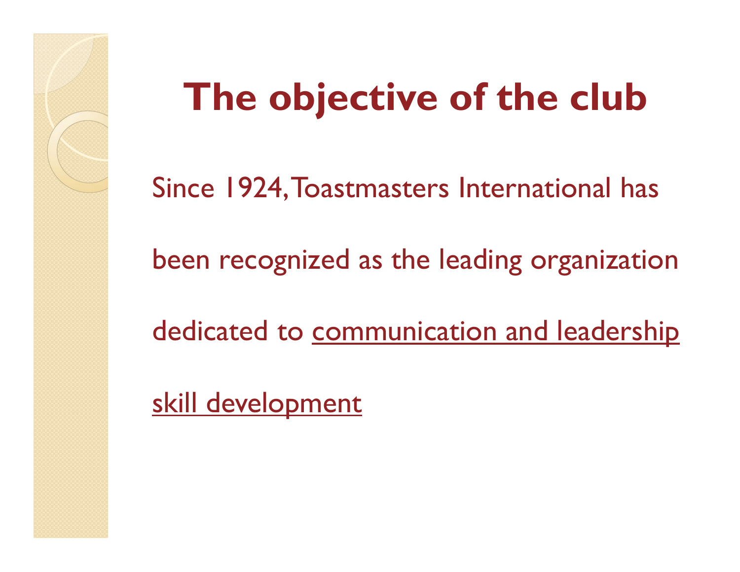# The objective of the club

Since 1924, Toastmasters International has been recognized as the leading organization dedicated to <u>communication and leadership skill development</u>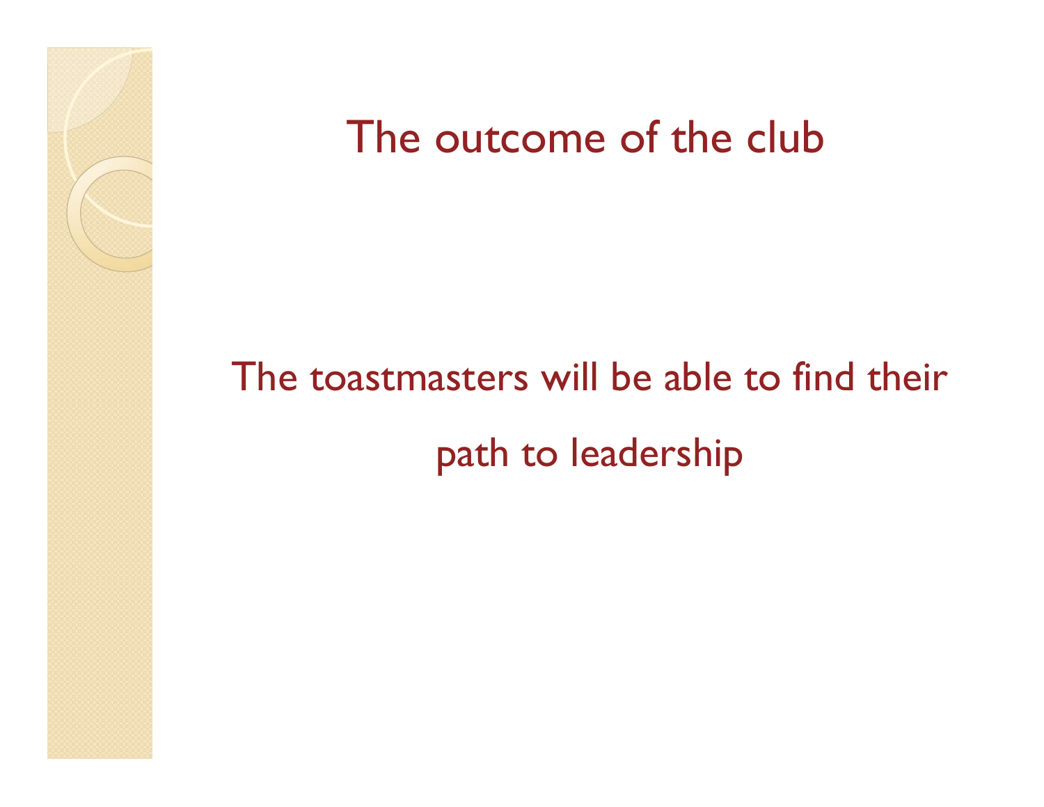# The outcome of the club

The toastmasters will be able to find their path to leadership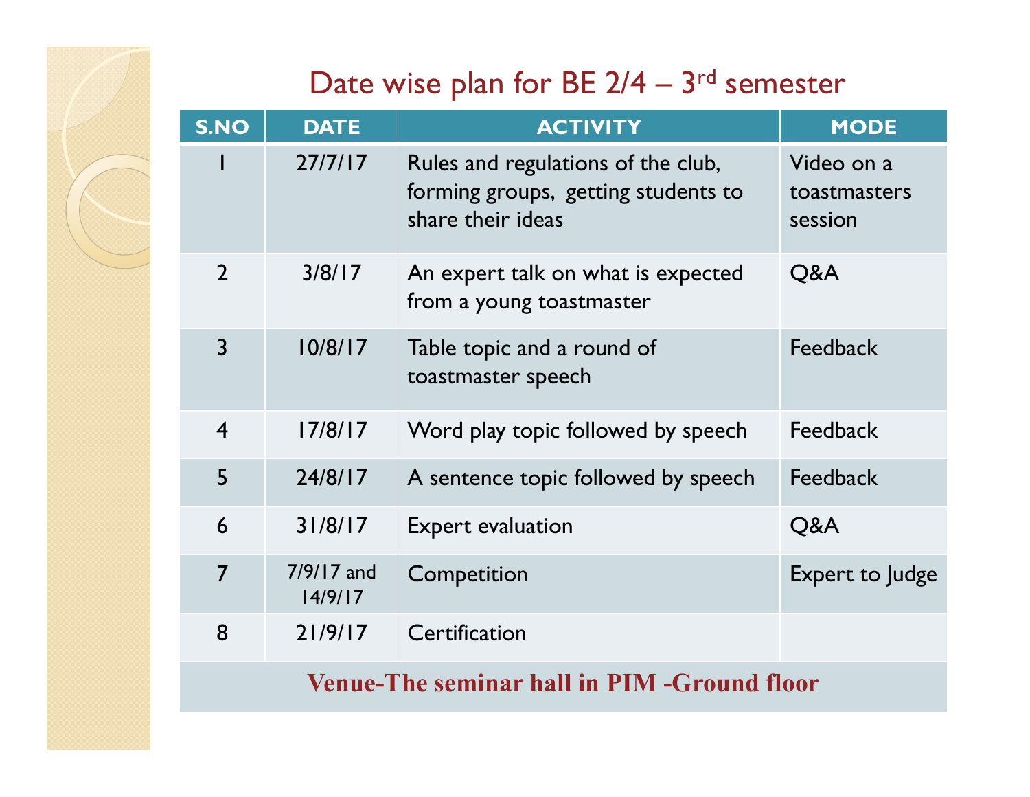# Date wise plan for BE 2/4 – 3rd semester

| S.NO | DATE | ACTIVITY | MODE |
|---|---|---|---|
| 1 | 27/7/17 | Rules and regulations of the club, forming groups, getting students to share their ideas | Video on a toastmasters session |
| 2 | 3/8/17 | An expert talk on what is expected from a young toastmaster | Q&A |
| 3 | 10/8/17 | Table topic and a round of toastmaster speech | Feedback |
| 4 | 17/8/17 | Word play topic followed by speech | Feedback |
| 5 | 24/8/17 | A sentence topic followed by speech | Feedback |
| 6 | 31/8/17 | Expert evaluation | Q&A |
| 7 | 7/9/17 and 14/9/17 | Competition | Expert to Judge |
| 8 | 21/9/17 | Certification | |

**Venue-The seminar hall in PIM -Ground floor**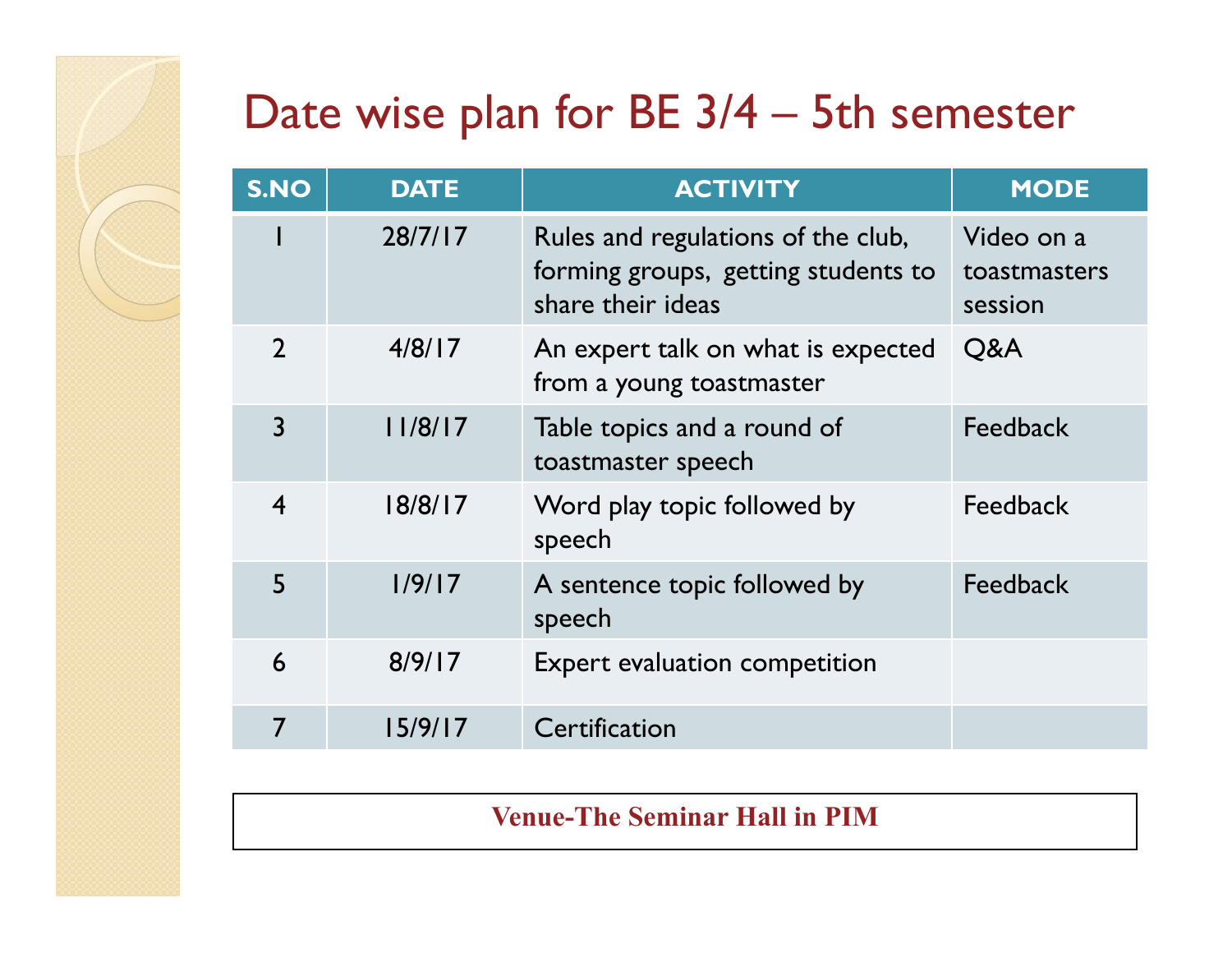# Date wise plan for BE 3/4 – 5th semester

| S.NO | DATE | ACTIVITY | MODE |
|---|---|---|---|
| 1 | 28/7/17 | Rules and regulations of the club, forming groups, getting students to share their ideas | Video on a toastmasters session |
| 2 | 4/8/17 | An expert talk on what is expected from a young toastmaster | Q&A |
| 3 | 11/8/17 | Table topics and a round of toastmaster speech | Feedback |
| 4 | 18/8/17 | Word play topic followed by speech | Feedback |
| 5 | 1/9/17 | A sentence topic followed by speech | Feedback |
| 6 | 8/9/17 | Expert evaluation competition | |
| 7 | 15/9/17 | Certification | |

**Venue-The Seminar Hall in PIM**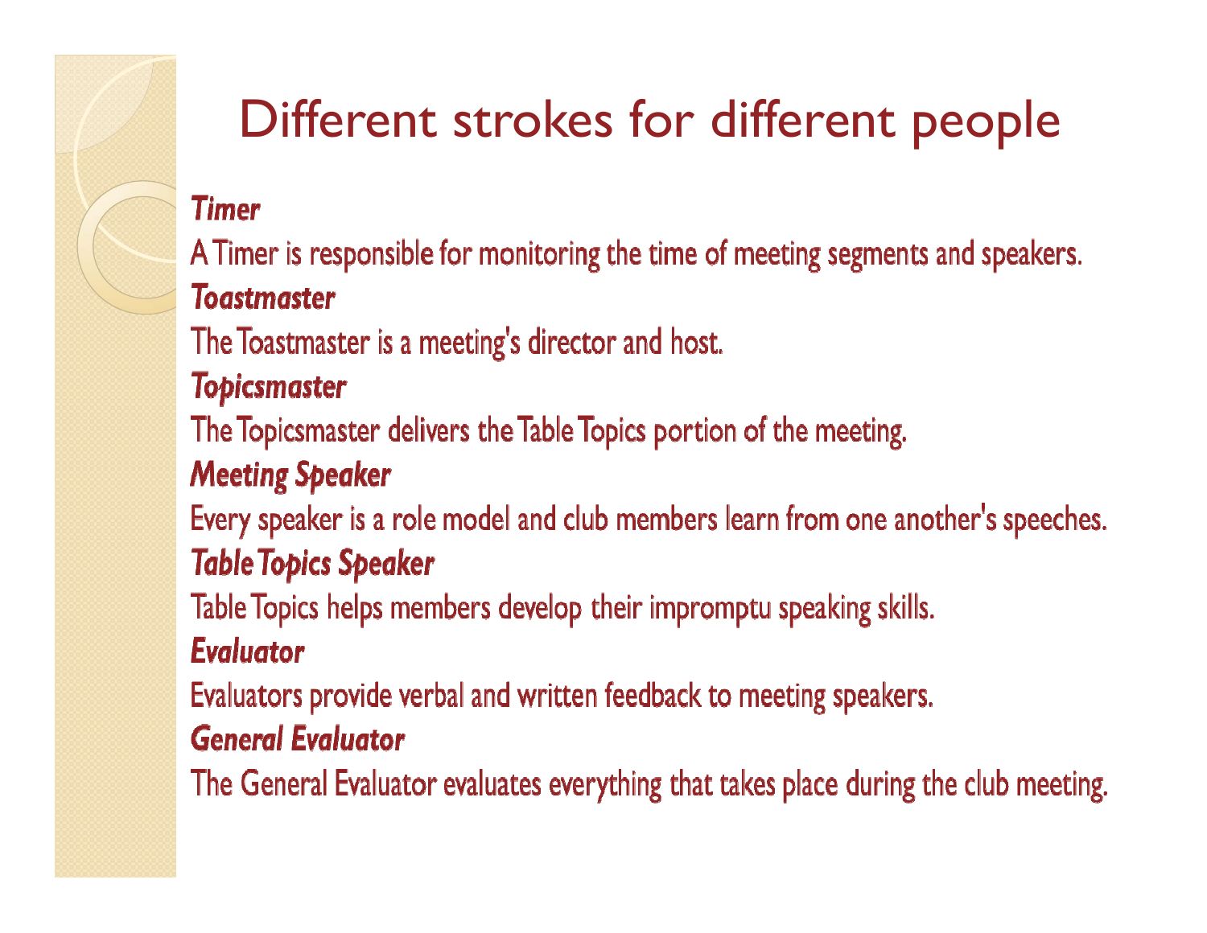# Different strokes for different people

***Timer***

A Timer is responsible for monitoring the time of meeting segments and speakers.

***Toastmaster***

The Toastmaster is a meeting's director and host.

***Topicsmaster***

The Topicsmaster delivers the Table Topics portion of the meeting.

***Meeting Speaker***

Every speaker is a role model and club members learn from one another's speeches.

***Table Topics Speaker***

Table Topics helps members develop their impromptu speaking skills.

***Evaluator***

Evaluators provide verbal and written feedback to meeting speakers.

***General Evaluator***

The General Evaluator evaluates everything that takes place during the club meeting.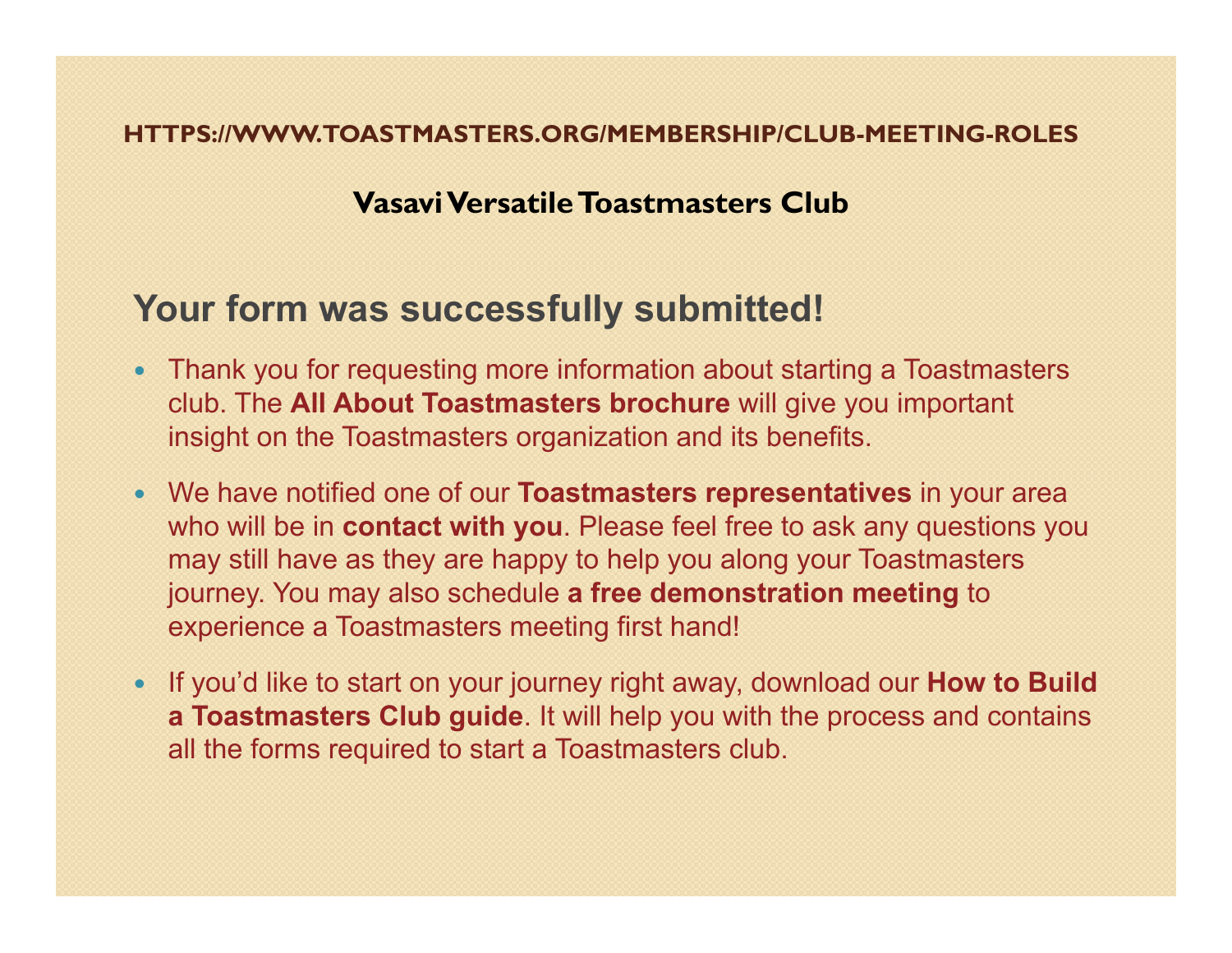HTTPS://WWW.TOASTMASTERS.ORG/MEMBERSHIP/CLUB-MEETING-ROLES

**Vasavi Versatile Toastmasters Club**

## Your form was successfully submitted!

- Thank you for requesting more information about starting a Toastmasters club. The **All About Toastmasters brochure** will give you important insight on the Toastmasters organization and its benefits.
- We have notified one of our **Toastmasters representatives** in your area who will be in **contact with you**. Please feel free to ask any questions you may still have as they are happy to help you along your Toastmasters journey. You may also schedule **a free demonstration meeting** to experience a Toastmasters meeting first hand!
- If you'd like to start on your journey right away, download our **How to Build a Toastmasters Club guide**. It will help you with the process and contains all the forms required to start a Toastmasters club.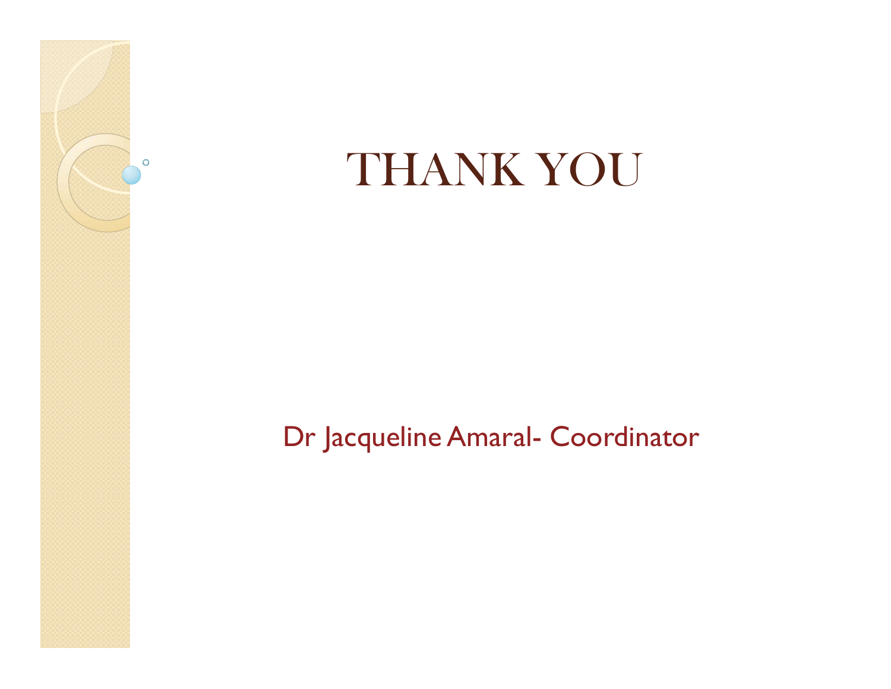# THANK YOU

Dr Jacqueline Amaral- Coordinator